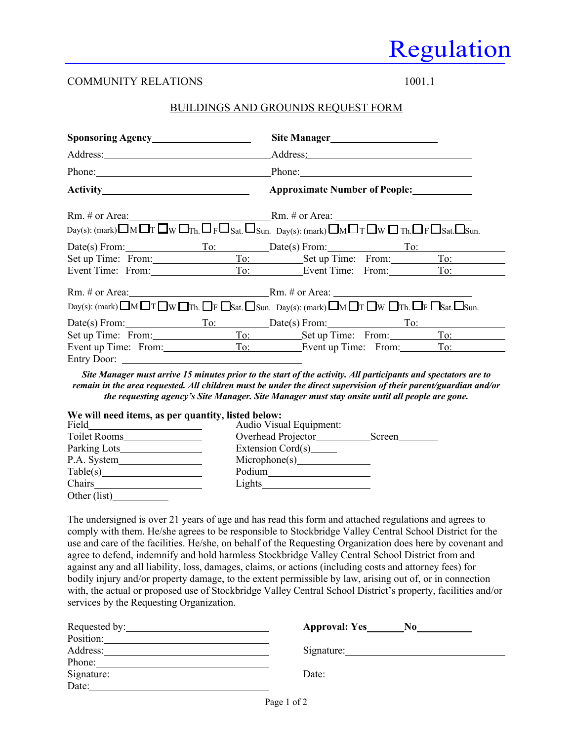# Regulation

COMMUNITY RELATIONS 1001.1

## BUILDINGS AND GROUNDS REQUEST FORM

**Sponsoring Agency**\_\_\_\_\_\_\_\_\_\_\_\_\_\_\_\_\_\_\_\_ **Site Manager**\_\_\_\_\_\_\_\_\_\_\_\_\_\_\_\_\_\_\_\_

Address:\_\_\_\_\_\_\_\_\_\_\_\_\_\_\_\_\_\_\_\_\_\_\_\_\_\_\_\_\_\_ Address:\_\_\_\_\_\_\_\_\_\_\_\_\_\_\_\_\_\_\_\_\_\_\_\_\_\_\_\_\_\_

Phone:\_\_\_\_\_\_\_\_\_\_\_\_\_\_\_\_\_\_\_\_\_\_\_\_\_\_\_\_\_\_ Phone:\_\_\_\_\_\_\_\_\_\_\_\_\_\_\_\_\_\_\_\_\_\_\_\_\_\_\_\_\_\_

**Activity**\_\_\_\_\_\_\_\_\_\_\_\_\_\_\_\_\_\_\_\_\_\_\_\_\_\_\_\_ **Approximate Number of People:**\_\_\_\_\_\_\_\_\_\_\_\_

Rm. # or Area:\_\_\_\_\_\_\_\_\_\_\_\_\_\_\_\_\_\_\_\_\_\_\_\_\_\_ Rm. # or Area: \_\_\_\_\_\_\_\_\_\_\_\_\_\_\_\_\_\_\_\_\_\_\_\_\_\_
Day(s): (mark) ☐M ☐T ☐W ☐Th. ☐F ☐Sat. ☐Sun. Day(s): (mark) ☐M ☐T ☐W ☐Th. ☐F ☐Sat. ☐Sun.

Date(s) From:\_\_\_\_\_\_\_\_\_\_\_\_ To:\_\_\_\_\_\_\_\_\_\_\_\_ Date(s) From:\_\_\_\_\_\_\_\_\_\_\_\_ To:\_\_\_\_\_\_\_\_\_\_\_\_
Set up Time: From:\_\_\_\_\_\_\_\_\_\_\_\_ To:\_\_\_\_\_\_\_\_\_\_\_\_ Set up Time: From:\_\_\_\_\_\_\_\_\_\_\_\_ To:\_\_\_\_\_\_\_\_\_\_\_\_
Event Time: From:\_\_\_\_\_\_\_\_\_\_\_\_ To:\_\_\_\_\_\_\_\_\_\_\_\_ Event Time: From:\_\_\_\_\_\_\_\_\_\_\_\_ To:\_\_\_\_\_\_\_\_\_\_\_\_

Rm. # or Area:\_\_\_\_\_\_\_\_\_\_\_\_\_\_\_\_\_\_\_\_\_\_\_\_\_\_ Rm. # or Area: \_\_\_\_\_\_\_\_\_\_\_\_\_\_\_\_\_\_\_\_\_\_\_\_\_\_
Day(s): (mark) ☐M ☐T ☐W ☐Th. ☐F ☐Sat. ☐Sun. Day(s): (mark) ☐M ☐T ☐W ☐Th. ☐F ☐Sat. ☐Sun.

Date(s) From:\_\_\_\_\_\_\_\_\_\_\_\_ To:\_\_\_\_\_\_\_\_\_\_\_\_ Date(s) From:\_\_\_\_\_\_\_\_\_\_\_\_ To:\_\_\_\_\_\_\_\_\_\_\_\_
Set up Time: From:\_\_\_\_\_\_\_\_\_\_\_\_ To:\_\_\_\_\_\_\_\_\_\_\_\_ Set up Time: From:\_\_\_\_\_\_\_\_\_\_\_\_ To:\_\_\_\_\_\_\_\_\_\_\_\_
Event up Time: From:\_\_\_\_\_\_\_\_\_\_\_\_ To:\_\_\_\_\_\_\_\_\_\_\_\_ Event up Time: From:\_\_\_\_\_\_\_\_\_\_\_\_ To:\_\_\_\_\_\_\_\_\_\_\_\_
Entry Door: \_\_\_\_\_\_\_\_\_\_\_\_\_\_\_\_\_\_\_\_\_\_\_\_\_\_\_\_\_\_

***Site Manager must arrive 15 minutes prior to the start of the activity. All participants and spectators are to remain in the area requested. All children must be under the direct supervision of their parent/guardian and/or the requesting agency's Site Manager. Site Manager must stay onsite until all people are gone.***

**We will need items, as per quantity, listed below:**

Field\_\_\_\_\_\_\_\_\_\_\_\_\_\_\_\_\_\_\_\_
Toilet Rooms\_\_\_\_\_\_\_\_\_\_\_\_\_\_\_\_
Parking Lots\_\_\_\_\_\_\_\_\_\_\_\_\_\_\_\_
P.A. System\_\_\_\_\_\_\_\_\_\_\_\_\_\_\_\_
Table(s)\_\_\_\_\_\_\_\_\_\_\_\_\_\_\_\_\_\_\_\_
Chairs\_\_\_\_\_\_\_\_\_\_\_\_\_\_\_\_\_\_\_\_
Other (list)\_\_\_\_\_\_\_\_\_\_\_\_

Audio Visual Equipment:
Overhead Projector\_\_\_\_\_\_\_\_\_\_\_\_ Screen\_\_\_\_\_\_\_\_\_\_
Extension Cord(s)\_\_\_\_\_\_
Microphone(s)\_\_\_\_\_\_\_\_\_\_\_\_\_\_\_\_
Podium\_\_\_\_\_\_\_\_\_\_\_\_\_\_\_\_\_\_\_\_
Lights\_\_\_\_\_\_\_\_\_\_\_\_\_\_\_\_\_\_\_\_

The undersigned is over 21 years of age and has read this form and attached regulations and agrees to comply with them. He/she agrees to be responsible to Stockbridge Valley Central School District for the use and care of the facilities. He/she, on behalf of the Requesting Organization does here by covenant and agree to defend, indemnify and hold harmless Stockbridge Valley Central School District from and against any and all liability, loss, damages, claims, or actions (including costs and attorney fees) for bodily injury and/or property damage, to the extent permissible by law, arising out of, or in connection with, the actual or proposed use of Stockbridge Valley Central School District's property, facilities and/or services by the Requesting Organization.

Requested by:\_\_\_\_\_\_\_\_\_\_\_\_\_\_\_\_\_\_\_\_\_\_\_\_\_\_\_\_
Position:\_\_\_\_\_\_\_\_\_\_\_\_\_\_\_\_\_\_\_\_\_\_\_\_\_\_\_\_
Address:\_\_\_\_\_\_\_\_\_\_\_\_\_\_\_\_\_\_\_\_\_\_\_\_\_\_\_\_
Phone:\_\_\_\_\_\_\_\_\_\_\_\_\_\_\_\_\_\_\_\_\_\_\_\_\_\_\_\_
Signature:\_\_\_\_\_\_\_\_\_\_\_\_\_\_\_\_\_\_\_\_\_\_\_\_\_\_\_\_
Date:\_\_\_\_\_\_\_\_\_\_\_\_\_\_\_\_\_\_\_\_\_\_\_\_\_\_\_\_

**Approval: Yes**\_\_\_\_\_\_\_\_ **No**\_\_\_\_\_\_\_\_\_\_\_\_

Signature:\_\_\_\_\_\_\_\_\_\_\_\_\_\_\_\_\_\_\_\_\_\_\_\_\_\_\_\_

Date:\_\_\_\_\_\_\_\_\_\_\_\_\_\_\_\_\_\_\_\_\_\_\_\_\_\_\_\_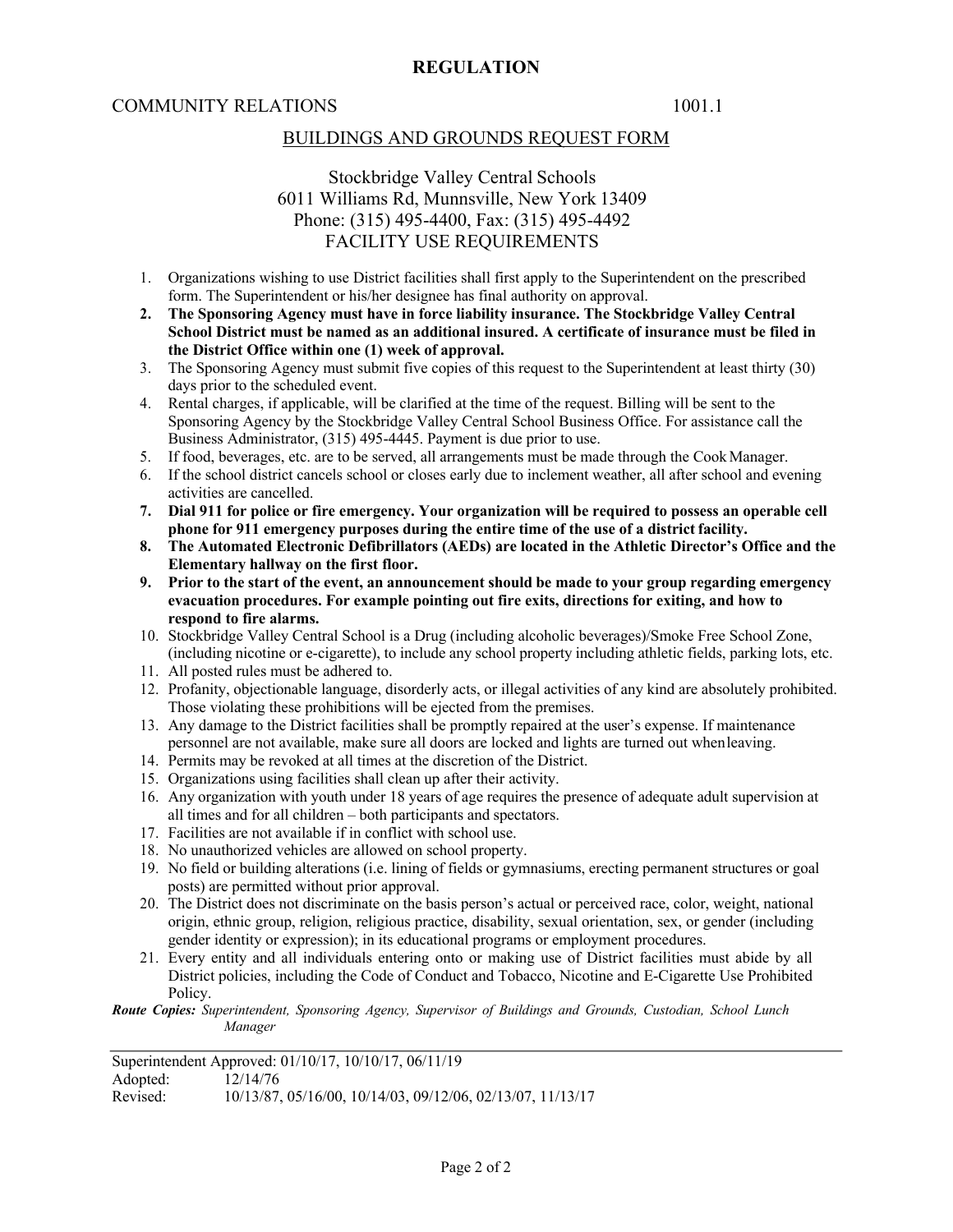**REGULATION**

COMMUNITY RELATIONS 1001.1

BUILDINGS AND GROUNDS REQUEST FORM

Stockbridge Valley Central Schools
6011 Williams Rd, Munnsville, New York 13409
Phone: (315) 495-4400, Fax: (315) 495-4492
FACILITY USE REQUIREMENTS

1. Organizations wishing to use District facilities shall first apply to the Superintendent on the prescribed form. The Superintendent or his/her designee has final authority on approval.
2. **The Sponsoring Agency must have in force liability insurance. The Stockbridge Valley Central School District must be named as an additional insured. A certificate of insurance must be filed in the District Office within one (1) week of approval.**
3. The Sponsoring Agency must submit five copies of this request to the Superintendent at least thirty (30) days prior to the scheduled event.
4. Rental charges, if applicable, will be clarified at the time of the request. Billing will be sent to the Sponsoring Agency by the Stockbridge Valley Central School Business Office. For assistance call the Business Administrator, (315) 495-4445. Payment is due prior to use.
5. If food, beverages, etc. are to be served, all arrangements must be made through the Cook Manager.
6. If the school district cancels school or closes early due to inclement weather, all after school and evening activities are cancelled.
7. **Dial 911 for police or fire emergency. Your organization will be required to possess an operable cell phone for 911 emergency purposes during the entire time of the use of a district facility.**
8. **The Automated Electronic Defibrillators (AEDs) are located in the Athletic Director's Office and the Elementary hallway on the first floor.**
9. **Prior to the start of the event, an announcement should be made to your group regarding emergency evacuation procedures. For example pointing out fire exits, directions for exiting, and how to respond to fire alarms.**
10. Stockbridge Valley Central School is a Drug (including alcoholic beverages)/Smoke Free School Zone, (including nicotine or e-cigarette), to include any school property including athletic fields, parking lots, etc.
11. All posted rules must be adhered to.
12. Profanity, objectionable language, disorderly acts, or illegal activities of any kind are absolutely prohibited. Those violating these prohibitions will be ejected from the premises.
13. Any damage to the District facilities shall be promptly repaired at the user's expense. If maintenance personnel are not available, make sure all doors are locked and lights are turned out when leaving.
14. Permits may be revoked at all times at the discretion of the District.
15. Organizations using facilities shall clean up after their activity.
16. Any organization with youth under 18 years of age requires the presence of adequate adult supervision at all times and for all children – both participants and spectators.
17. Facilities are not available if in conflict with school use.
18. No unauthorized vehicles are allowed on school property.
19. No field or building alterations (i.e. lining of fields or gymnasiums, erecting permanent structures or goal posts) are permitted without prior approval.
20. The District does not discriminate on the basis person's actual or perceived race, color, weight, national origin, ethnic group, religion, religious practice, disability, sexual orientation, sex, or gender (including gender identity or expression); in its educational programs or employment procedures.
21. Every entity and all individuals entering onto or making use of District facilities must abide by all District policies, including the Code of Conduct and Tobacco, Nicotine and E-Cigarette Use Prohibited Policy.

***Route Copies:*** *Superintendent, Sponsoring Agency, Supervisor of Buildings and Grounds, Custodian, School Lunch Manager*

---

Superintendent Approved: 01/10/17, 10/10/17, 06/11/19
Adopted: 12/14/76
Revised: 10/13/87, 05/16/00, 10/14/03, 09/12/06, 02/13/07, 11/13/17